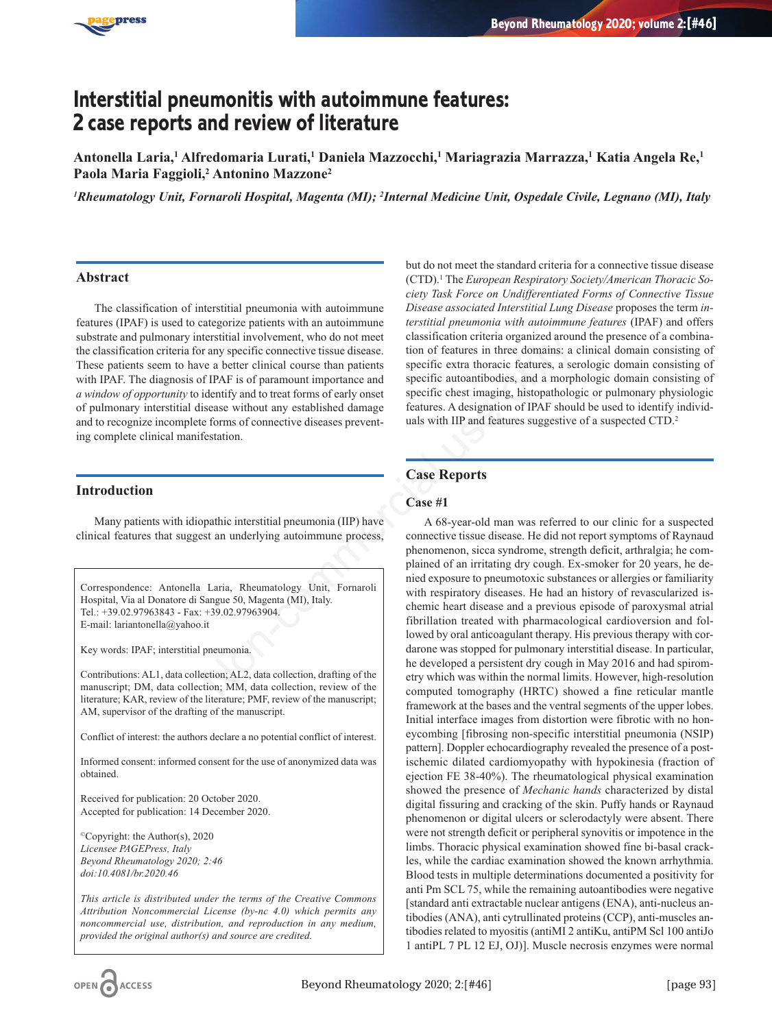# Interstitial pneumonitis with autoimmune features: 2 case reports and review of literature

**Antonella Laria,[1] Alfredomaria Lurati,[1] Daniela Mazzocchi,[1] Mariagrazia Marrazza,[1] Katia Angela Re,[1] Paola Maria Faggioli,[2] Antonino Mazzone[2]**

*[1]Rheumatology Unit, Fornaroli Hospital, Magenta (MI); [2]Internal Medicine Unit, Ospedale Civile, Legnano (MI), Italy*

## Abstract

The classification of interstitial pneumonia with autoimmune features (IPAF) is used to categorize patients with an autoimmune substrate and pulmonary interstitial involvement, who do not meet the classification criteria for any specific connective tissue disease. These patients seem to have a better clinical course than patients with IPAF. The diagnosis of IPAF is of paramount importance and *a window of opportunity* to identify and to treat forms of early onset of pulmonary interstitial disease without any established damage and to recognize incomplete forms of connective diseases preventing complete clinical manifestation.

## Introduction

Many patients with idiopathic interstitial pneumonia (IIP) have clinical features that suggest an underlying autoimmune process, but do not meet the standard criteria for a connective tissue disease (CTD).[1] The *European Respiratory Society/American Thoracic Society Task Force on Undifferentiated Forms of Connective Tissue Disease associated Interstitial Lung Disease* proposes the term *interstitial pneumonia with autoimmune features* (IPAF) and offers classification criteria organized around the presence of a combination of features in three domains: a clinical domain consisting of specific extra thoracic features, a serologic domain consisting of specific autoantibodies, and a morphologic domain consisting of specific chest imaging, histopathologic or pulmonary physiologic features. A designation of IPAF should be used to identify individuals with IIP and features suggestive of a suspected CTD.[2]

Correspondence: Antonella Laria, Rheumatology Unit, Fornaroli Hospital, Via al Donatore di Sangue 50, Magenta (MI), Italy.
Tel.: +39.02.97963843 - Fax: +39.02.97963904.
E-mail: lariantonella@yahoo.it

Key words: IPAF; interstitial pneumonia.

Contributions: AL1, data collection; AL2, data collection, drafting of the manuscript; DM, data collection; MM, review of the literature; KAR, review of the literature; PMF, review of the manuscript; AM, supervisor of the drafting of the manuscript.

Conflict of interest: the authors declare a no potential conflict of interest.

Informed consent: informed consent for the use of anonymized data was obtained.

Received for publication: 20 October 2020.
Accepted for publication: 14 December 2020.

©Copyright: the Author(s), 2020
*Licensee PAGEPress, Italy*
*Beyond Rheumatology 2020; 2:46*
*doi:10.4081/br.2020.46*

*This article is distributed under the terms of the Creative Commons Attribution Noncommercial License (by-nc 4.0) which permits any noncommercial use, distribution, and reproduction in any medium, provided the original author(s) and source are credited.*

## Case Reports

### Case #1

A 68-year-old man was referred to our clinic for a suspected connective tissue disease. He did not report symptoms of Raynaud phenomenon, sicca syndrome, strength deficit, arthralgia; he complained of an irritating dry cough. Ex-smoker for 20 years, he denied exposure to pneumotoxic substances or allergies or familiarity with respiratory diseases. He had an history of revascularized ischemic heart disease and a previous episode of paroxysmal atrial fibrillation treated with pharmacological cardioversion and followed by oral anticoagulant therapy. His previous therapy with cordarone was stopped for pulmonary interstitial disease. In particular, he developed a persistent dry cough in May 2016 and had spirometry which was within the normal limits. However, high-resolution computed tomography (HRTC) showed a fine reticular mantle framework at the bases and the ventral segments of the upper lobes. Initial interface images from distortion were fibrotic with no honeycombing [fibrosing non-specific interstitial pneumonia (NSIP) pattern]. Doppler echocardiography revealed the presence of a post-ischemic dilated cardiomyopathy with hypokinesia (fraction of ejection FE 38-40%). The rheumatological physical examination showed the presence of *Mechanic hands* characterized by distal digital fissuring and cracking of the skin. Puffy hands or Raynaud phenomenon or digital ulcers or sclerodactyly were absent. There were not strength deficit or peripheral synovitis or impotence in the limbs. Thoracic physical examination showed fine bi-basal crackles, while the cardiac examination showed the known arrhythmia. Blood tests in multiple determinations documented a positivity for anti Pm SCL 75, while the remaining autoantibodies were negative [standard anti extractable nuclear antigens (ENA), anti-nucleus antibodies (ANA), anti cytrullinated proteins (CCP), anti-muscles antibodies related to myositis (antiMI 2 antiKu, antiPM Scl 100 antiJo 1 antiPL 7 PL 12 EJ, OJ)]. Muscle necrosis enzymes were normal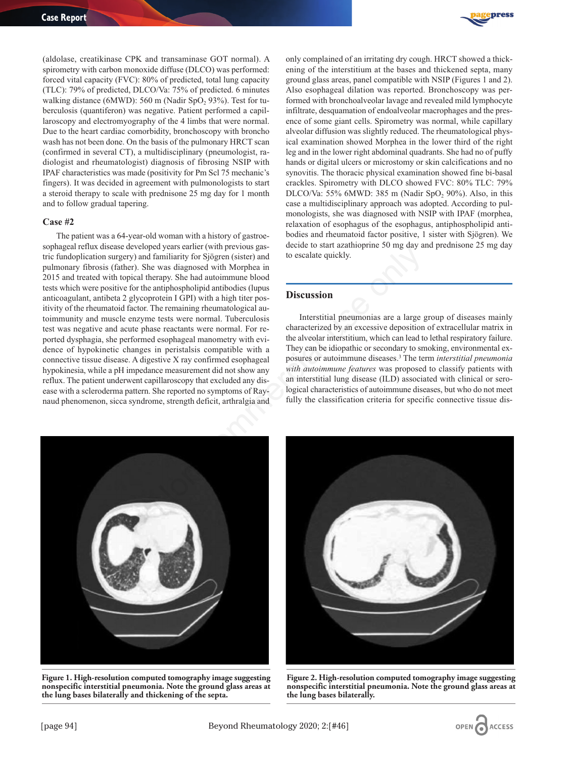(aldolase, creatikinase CPK and transaminase GOT normal). A spirometry with carbon monoxide diffuse (DLCO) was performed: forced vital capacity (FVC): 80% of predicted, total lung capacity (TLC): 79% of predicted, DLCO/Va: 75% of predicted. 6 minutes walking distance (6MWD): 560 m (Nadir $SpO_2$ 93%). Test for tuberculosis (quantiferon) was negative. Patient performed a capillaroscopy and electromyography of the 4 limbs that were normal. Due to the heart cardiac comorbidity, bronchoscopy with broncho wash has not been done. On the basis of the pulmonary HRCT scan (confirmed in several CT), a multidisciplinary (pneumologist, radiologist and rheumatologist) diagnosis of fibrosing NSIP with IPAF characteristics was made (positivity for Pm Scl 75 mechanic's fingers). It was decided in agreement with pulmonologists to start a steroid therapy to scale with prednisone 25 mg day for 1 month and to follow gradual tapering.

### Case #2

The patient was a 64-year-old woman with a history of gastroesophageal reflux disease developed years earlier (with previous gastric fundoplication surgery) and familiarity for Sjögren (sister) and pulmonary fibrosis (father). She was diagnosed with Morphea in 2015 and treated with topical therapy. She had autoimmune blood tests which were positive for the antiphospholipid antibodies (lupus anticoagulant, antibeta 2 glycoprotein I GPI) with a high titer positivity of the rheumatoid factor. The remaining rheumatological autoimmunity and muscle enzyme tests were normal. Tuberculosis test was negative and acute phase reactants were normal. For reported dysphagia, she performed esophageal manometry with evidence of hypokinetic changes in peristalsis compatible with a connective tissue disease. A digestive X ray confirmed esophageal hypokinesia, while a pH impedance measurement did not show any reflux. The patient underwent capillaroscopy that excluded any disease with a scleroderma pattern. She reported no symptoms of Raynaud phenomenon, sicca syndrome, strength deficit, arthralgia and only complained of an irritating dry cough. HRCT showed a thickening of the interstitium at the bases and thickened septa, many ground glass areas, panel compatible with NSIP (Figures 1 and 2). Also esophageal dilation was reported. Bronchoscopy was performed with bronchoalveolar lavage and revealed mild lymphocyte infiltrate, desquamation of endoalveolar macrophages and the presence of some giant cells. Spirometry was normal, while capillary alveolar diffusion was slightly reduced. The rheumatological physical examination showed Morphea in the lower third of the right leg and in the lower right abdominal quadrants. She had no of puffy hands or digital ulcers or microstomy or skin calcifications and no synovitis. The thoracic physical examination showed fine bi-basal crackles. Spirometry with DLCO showed FVC: 80% TLC: 79% DLCO/Va: 55% 6MWD: 385 m (Nadir $SpO_2$ 90%). Also, in this case a multidisciplinary approach was adopted. According to pulmonologists, she was diagnosed with NSIP with IPAF (morphea, relaxation of esophagus of the esophagus, antiphospholipid antibodies and rheumatoid factor positive, 1 sister with Sjögren). We decide to start azathioprine 50 mg day and prednisone 25 mg day to escalate quickly.

## Discussion

Interstitial pneumonias are a large group of diseases mainly characterized by an excessive deposition of extracellular matrix in the alveolar interstitium, which can lead to lethal respiratory failure. They can be idiopathic or secondary to smoking, environmental exposures or autoimmune diseases.[3] The term *interstitial pneumonia with autoimmune features* was proposed to classify patients with an interstitial lung disease (ILD) associated with clinical or serological characteristics of autoimmune diseases, but who do not meet fully the classification criteria for specific connective tissue dis-

**Figure 1. High-resolution computed tomography image suggesting nonspecific interstitial pneumonia. Note the ground glass areas at the lung bases bilaterally and thickening of the septa.**

**Figure 2. High-resolution computed tomography image suggesting nonspecific interstitial pneumonia. Note the ground glass areas at the lung bases bilaterally.**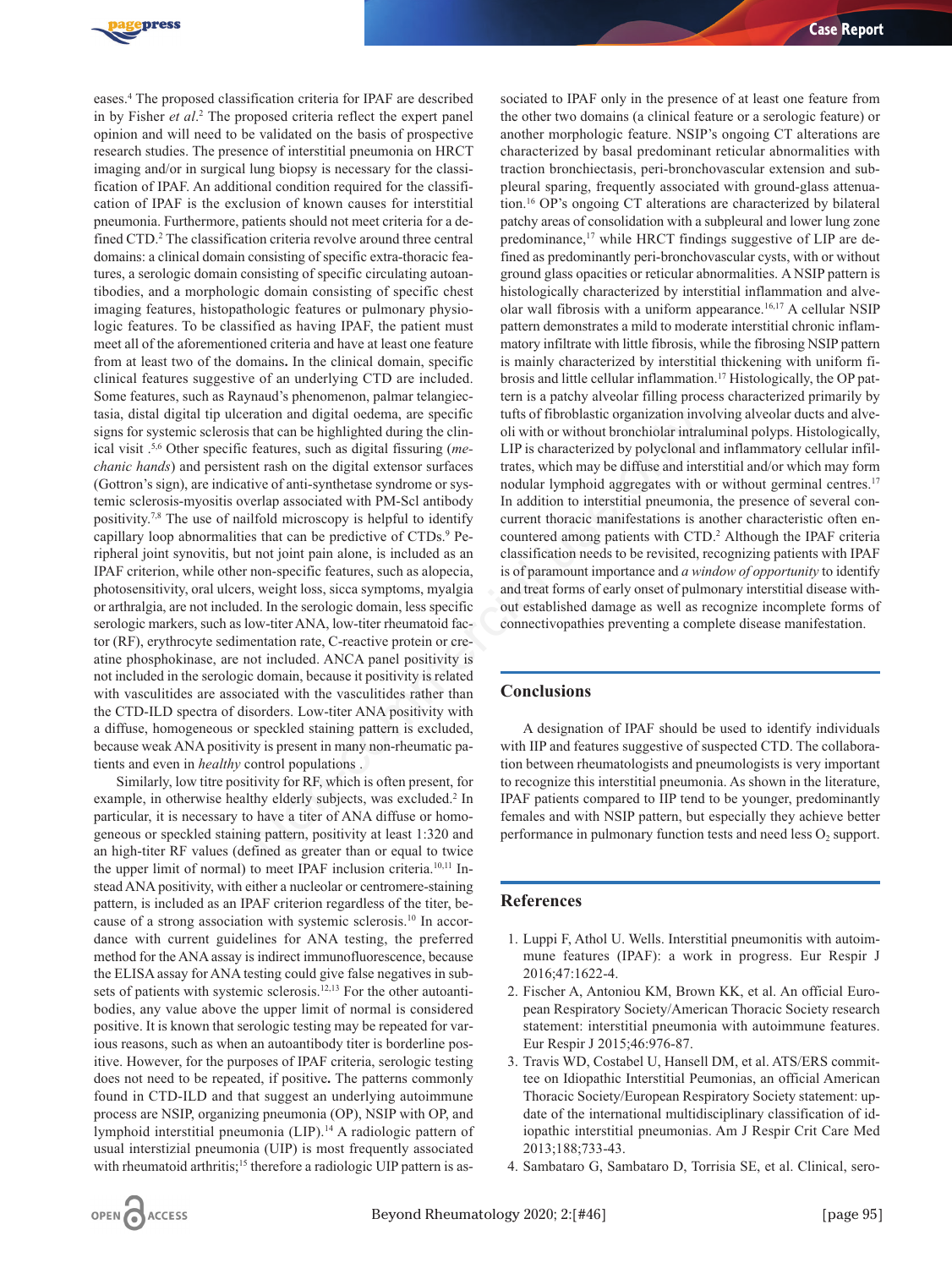eases.[4] The proposed classification criteria for IPAF are described in by Fisher *et al*.[2] The proposed criteria reflect the expert panel opinion and will need to be validated on the basis of prospective research studies. The presence of interstitial pneumonia on HRCT imaging and/or in surgical lung biopsy is necessary for the classification of IPAF. An additional condition required for the classification of IPAF is the exclusion of known causes for interstitial pneumonia. Furthermore, patients should not meet criteria for a defined CTD.[2] The classification criteria revolve around three central domains: a clinical domain consisting of specific extra-thoracic features, a serologic domain consisting of specific circulating autoantibodies, and a morphologic domain consisting of specific chest imaging features, histopathologic features or pulmonary physiologic features. To be classified as having IPAF, the patient must meet all of the aforementioned criteria and have at least one feature from at least two of the domains**.** In the clinical domain, specific clinical features suggestive of an underlying CTD are included. Some features, such as Raynaud's phenomenon, palmar telangiectasia, distal digital tip ulceration and digital oedema, are specific signs for systemic sclerosis that can be highlighted during the clinical visit .[5,6] Other specific features, such as digital fissuring (*mechanic hands*) and persistent rash on the digital extensor surfaces (Gottron's sign), are indicative of anti-synthetase syndrome or systemic sclerosis-myositis overlap associated with PM-Scl antibody positivity.[7,8] The use of nailfold microscopy is helpful to identify capillary loop abnormalities that can be predictive of CTDs.[9] Peripheral joint synovitis, but not joint pain alone, is included as an IPAF criterion, while other non-specific features, such as alopecia, photosensitivity, oral ulcers, weight loss, sicca symptoms, myalgia or arthralgia, are not included. In the serologic domain, less specific serologic markers, such as low-titer ANA, low-titer rheumatoid factor (RF), erythrocyte sedimentation rate, C-reactive protein or creatine phosphokinase, are not included. ANCA panel positivity is not included in the serologic domain, because it positivity is related with vasculitides are associated with the vasculitides rather than the CTD-ILD spectra of disorders. Low-titer ANA positivity with a diffuse, homogeneous or speckled staining pattern is excluded, because weak ANA positivity is present in many non-rheumatic patients and even in *healthy* control populations .

Similarly, low titre positivity for RF, which is often present, for example, in otherwise healthy elderly subjects, was excluded.[2] In particular, it is necessary to have a titer of ANA diffuse or homogeneous or speckled staining pattern, positivity at least 1:320 and an high-titer RF values (defined as greater than or equal to twice the upper limit of normal) to meet IPAF inclusion criteria.[10,11] Instead ANA positivity, with either a nucleolar or centromere-staining pattern, is included as an IPAF criterion regardless of the titer, because of a strong association with systemic sclerosis.[10] In accordance with current guidelines for ANA testing, the preferred method for the ANA assay is indirect immunofluorescence, because the ELISA assay for ANA testing could give false negatives in subsets of patients with systemic sclerosis.[12,13] For the other autoantibodies, any value above the upper limit of normal is considered positive. It is known that serologic testing may be repeated for various reasons, such as when an autoantibody titer is borderline positive. However, for the purposes of IPAF criteria, serologic testing does not need to be repeated, if positive**.** The patterns commonly found in CTD-ILD and that suggest an underlying autoimmune process are NSIP, organizing pneumonia (OP), NSIP with OP, and lymphoid interstitial pneumonia (LIP).[14] A radiologic pattern of usual interstizial pneumonia (UIP) is most frequently associated with rheumatoid arthritis;[15] therefore a radiologic UIP pattern is associated to IPAF only in the presence of at least one feature from the other two domains (a clinical feature or a serologic feature) or another morphologic feature. NSIP's ongoing CT alterations are characterized by basal predominant reticular abnormalities with traction bronchiectasis, peri-bronchovascular extension and subpleural sparing, frequently associated with ground-glass attenuation.[16] OP's ongoing CT alterations are characterized by bilateral patchy areas of consolidation with a subpleural and lower lung zone predominance,[17] while HRCT findings suggestive of LIP are defined as predominantly peri-bronchovascular cysts, with or without ground glass opacities or reticular abnormalities. A NSIP pattern is histologically characterized by interstitial inflammation and alveolar wall fibrosis with a uniform appearance.[16,17] A cellular NSIP pattern demonstrates a mild to moderate interstitial chronic inflammatory infiltrate with little fibrosis, while the fibrosing NSIP pattern is mainly characterized by interstitial thickening with uniform fibrosis and little cellular inflammation.[17] Histologically, the OP pattern is a patchy alveolar filling process characterized primarily by tufts of fibroblastic organization involving alveolar ducts and alveoli with or without bronchiolar intraluminal polyps. Histologically, LIP is characterized by polyclonal and inflammatory cellular infiltrates, which may be diffuse and interstitial and/or which may form nodular lymphoid aggregates with or without germinal centres.[17] In addition to interstitial pneumonia, the presence of several concurrent thoracic manifestations is another characteristic often encountered among patients with CTD.[2] Although the IPAF criteria classification needs to be revisited, recognizing patients with IPAF is of paramount importance and *a window of opportunity* to identify and treat forms of early onset of pulmonary interstitial disease without established damage as well as recognize incomplete forms of connectivopathies preventing a complete disease manifestation.

## Conclusions

A designation of IPAF should be used to identify individuals with IIP and features suggestive of suspected CTD. The collaboration between rheumatologists and pneumologists is very important to recognize this interstitial pneumonia. As shown in the literature, IPAF patients compared to IIP tend to be younger, predominantly females and with NSIP pattern, but especially they achieve better performance in pulmonary function tests and need less $O_2$ support.

## References

1. Luppi F, Athol U. Wells. Interstitial pneumonitis with autoimmune features (IPAF): a work in progress. Eur Respir J 2016;47:1622-4.
2. Fischer A, Antoniou KM, Brown KK, et al. An official European Respiratory Society/American Thoracic Society research statement: interstitial pneumonia with autoimmune features. Eur Respir J 2015;46:976-87.
3. Travis WD, Costabel U, Hansell DM, et al. ATS/ERS committee on Idiopathic Interstitial Peumonias, an official American Thoracic Society/European Respiratory Society statement: update of the international multidisciplinary classification of idiopathic interstitial pneumonias. Am J Respir Crit Care Med 2013;188;733-43.
4. Sambataro G, Sambataro D, Torrisia SE, et al. Clinical, sero-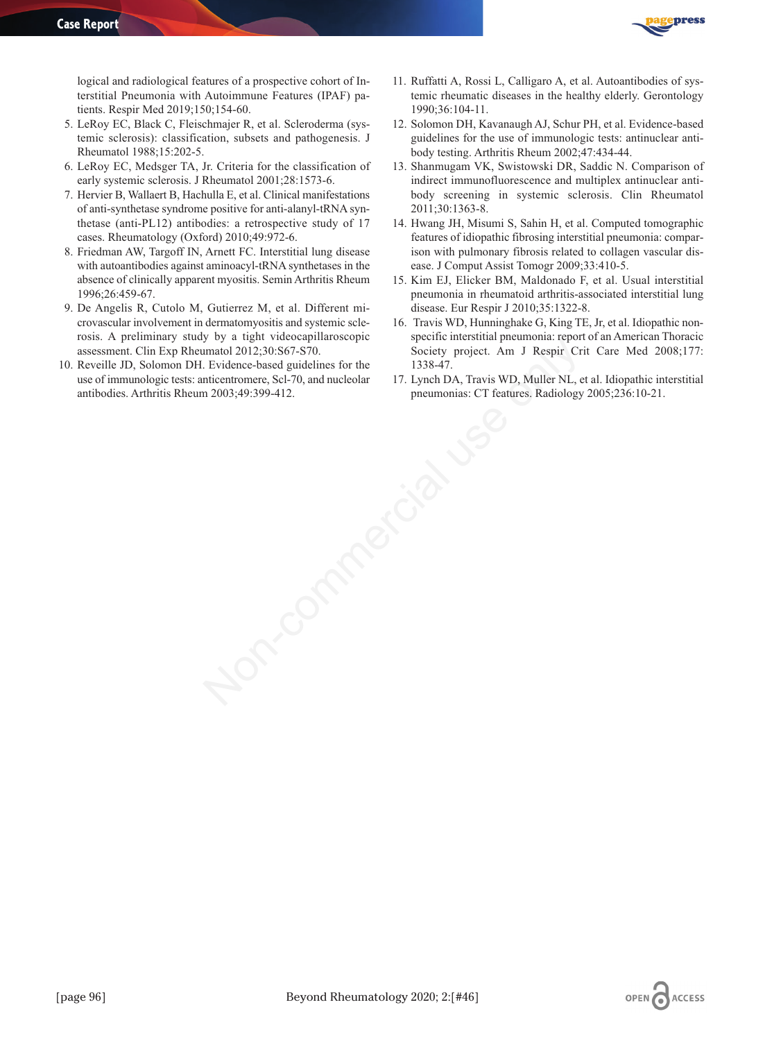logical and radiological features of a prospective cohort of Interstitial Pneumonia with Autoimmune Features (IPAF) patients. Respir Med 2019;150;154-60.

5. LeRoy EC, Black C, Fleischmajer R, et al. Scleroderma (systemic sclerosis): classification, subsets and pathogenesis. J Rheumatol 1988;15:202-5.
6. LeRoy EC, Medsger TA, Jr. Criteria for the classification of early systemic sclerosis. J Rheumatol 2001;28:1573-6.
7. Hervier B, Wallaert B, Hachulla E, et al. Clinical manifestations of anti-synthetase syndrome positive for anti-alanyl-tRNA synthetase (anti-PL12) antibodies: a retrospective study of 17 cases. Rheumatology (Oxford) 2010;49:972-6.
8. Friedman AW, Targoff IN, Arnett FC. Interstitial lung disease with autoantibodies against aminoacyl-tRNA synthetases in the absence of clinically apparent myositis. Semin Arthritis Rheum 1996;26:459-67.
9. De Angelis R, Cutolo M, Gutierrez M, et al. Different microvascular involvement in dermatomyositis and systemic sclerosis. A preliminary study by a tight videocapillaroscopic assessment. Clin Exp Rheumatol 2012;30:S67-S70.
10. Reveille JD, Solomon DH. Evidence-based guidelines for the use of immunologic tests: anticentromere, Scl-70, and nucleolar antibodies. Arthritis Rheum 2003;49:399-412.
11. Ruffatti A, Rossi L, Calligaro A, et al. Autoantibodies of systemic rheumatic diseases in the healthy elderly. Gerontology 1990;36:104-11.
12. Solomon DH, Kavanaugh AJ, Schur PH, et al. Evidence-based guidelines for the use of immunologic tests: antinuclear antibody testing. Arthritis Rheum 2002;47:434-44.
13. Shanmugam VK, Swistowski DR, Saddic N. Comparison of indirect immunofluorescence and multiplex antinuclear antibody screening in systemic sclerosis. Clin Rheumatol 2011;30:1363-8.
14. Hwang JH, Misumi S, Sahin H, et al. Computed tomographic features of idiopathic fibrosing interstitial pneumonia: comparison with pulmonary fibrosis related to collagen vascular disease. J Comput Assist Tomogr 2009;33:410-5.
15. Kim EJ, Elicker BM, Maldonado F, et al. Usual interstitial pneumonia in rheumatoid arthritis-associated interstitial lung disease. Eur Respir J 2010;35:1322-8.
16. Travis WD, Hunninghake G, King TE, Jr, et al. Idiopathic nonspecific interstitial pneumonia: report of an American Thoracic Society project. Am J Respir Crit Care Med 2008;177:1338-47.
17. Lynch DA, Travis WD, Muller NL, et al. Idiopathic interstitial pneumonias: CT features. Radiology 2005;236:10-21.